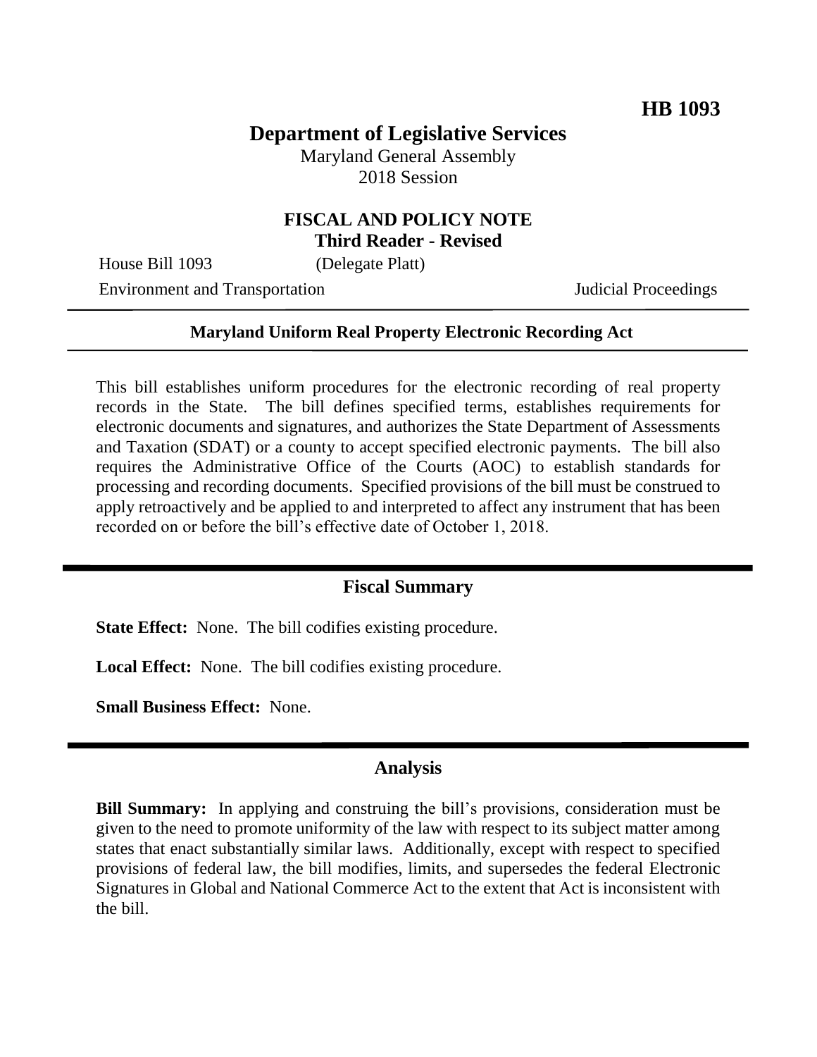**HB 1093**

# Department of Legislative Services

Maryland General Assembly
2018 Session

## FISCAL AND POLICY NOTE
**Third Reader - Revised**

House Bill 1093 (Delegate Platt)

Environment and Transportation Judicial Proceedings

---

**Maryland Uniform Real Property Electronic Recording Act**

---

This bill establishes uniform procedures for the electronic recording of real property records in the State. The bill defines specified terms, establishes requirements for electronic documents and signatures, and authorizes the State Department of Assessments and Taxation (SDAT) or a county to accept specified electronic payments. The bill also requires the Administrative Office of the Courts (AOC) to establish standards for processing and recording documents. Specified provisions of the bill must be construed to apply retroactively and be applied to and interpreted to affect any instrument that has been recorded on or before the bill's effective date of October 1, 2018.

## Fiscal Summary

**State Effect:** None. The bill codifies existing procedure.

**Local Effect:** None. The bill codifies existing procedure.

**Small Business Effect:** None.

## Analysis

**Bill Summary:** In applying and construing the bill's provisions, consideration must be given to the need to promote uniformity of the law with respect to its subject matter among states that enact substantially similar laws. Additionally, except with respect to specified provisions of federal law, the bill modifies, limits, and supersedes the federal Electronic Signatures in Global and National Commerce Act to the extent that Act is inconsistent with the bill.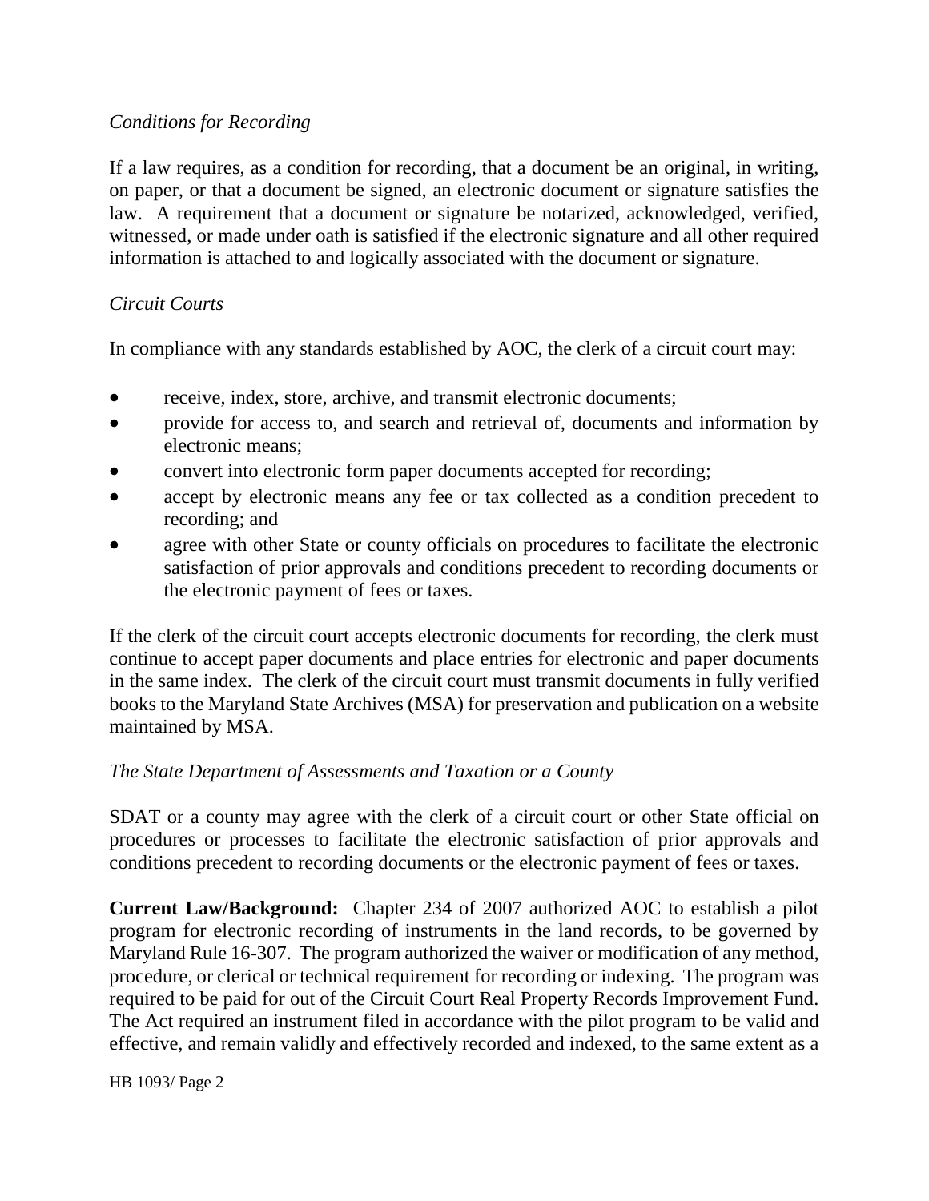*Conditions for Recording*

If a law requires, as a condition for recording, that a document be an original, in writing, on paper, or that a document be signed, an electronic document or signature satisfies the law. A requirement that a document or signature be notarized, acknowledged, verified, witnessed, or made under oath is satisfied if the electronic signature and all other required information is attached to and logically associated with the document or signature.

*Circuit Courts*

In compliance with any standards established by AOC, the clerk of a circuit court may:

- receive, index, store, archive, and transmit electronic documents;
- provide for access to, and search and retrieval of, documents and information by electronic means;
- convert into electronic form paper documents accepted for recording;
- accept by electronic means any fee or tax collected as a condition precedent to recording; and
- agree with other State or county officials on procedures to facilitate the electronic satisfaction of prior approvals and conditions precedent to recording documents or the electronic payment of fees or taxes.

If the clerk of the circuit court accepts electronic documents for recording, the clerk must continue to accept paper documents and place entries for electronic and paper documents in the same index. The clerk of the circuit court must transmit documents in fully verified books to the Maryland State Archives (MSA) for preservation and publication on a website maintained by MSA.

*The State Department of Assessments and Taxation or a County*

SDAT or a county may agree with the clerk of a circuit court or other State official on procedures or processes to facilitate the electronic satisfaction of prior approvals and conditions precedent to recording documents or the electronic payment of fees or taxes.

**Current Law/Background:** Chapter 234 of 2007 authorized AOC to establish a pilot program for electronic recording of instruments in the land records, to be governed by Maryland Rule 16-307. The program authorized the waiver or modification of any method, procedure, or clerical or technical requirement for recording or indexing. The program was required to be paid for out of the Circuit Court Real Property Records Improvement Fund. The Act required an instrument filed in accordance with the pilot program to be valid and effective, and remain validly and effectively recorded and indexed, to the same extent as a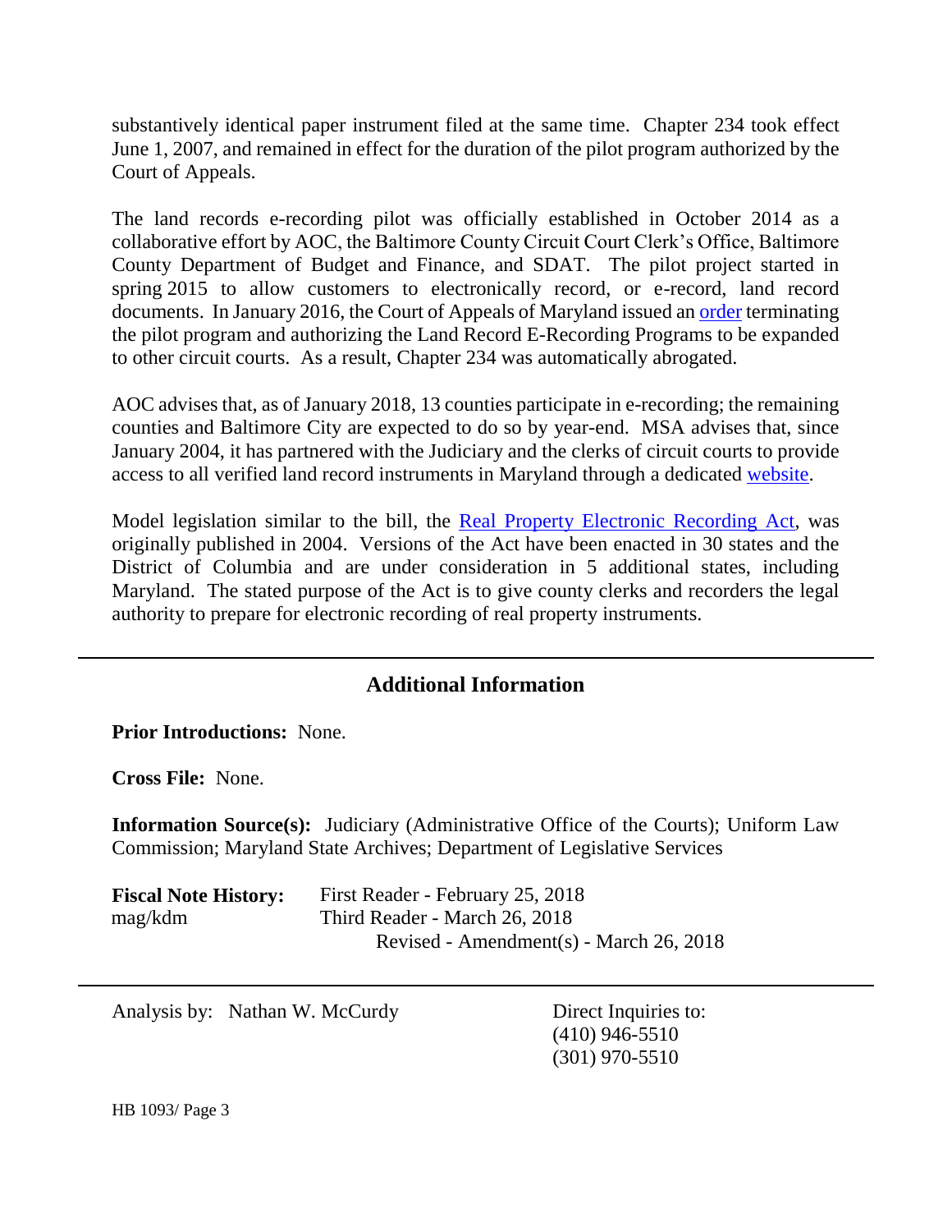substantively identical paper instrument filed at the same time. Chapter 234 took effect June 1, 2007, and remained in effect for the duration of the pilot program authorized by the Court of Appeals.

The land records e-recording pilot was officially established in October 2014 as a collaborative effort by AOC, the Baltimore County Circuit Court Clerk's Office, Baltimore County Department of Budget and Finance, and SDAT. The pilot project started in spring 2015 to allow customers to electronically record, or e-record, land record documents. In January 2016, the Court of Appeals of Maryland issued an order terminating the pilot program and authorizing the Land Record E-Recording Programs to be expanded to other circuit courts. As a result, Chapter 234 was automatically abrogated.

AOC advises that, as of January 2018, 13 counties participate in e-recording; the remaining counties and Baltimore City are expected to do so by year-end. MSA advises that, since January 2004, it has partnered with the Judiciary and the clerks of circuit courts to provide access to all verified land record instruments in Maryland through a dedicated website.

Model legislation similar to the bill, the Real Property Electronic Recording Act, was originally published in 2004. Versions of the Act have been enacted in 30 states and the District of Columbia and are under consideration in 5 additional states, including Maryland. The stated purpose of the Act is to give county clerks and recorders the legal authority to prepare for electronic recording of real property instruments.

## Additional Information

**Prior Introductions:** None.

**Cross File:** None.

**Information Source(s):** Judiciary (Administrative Office of the Courts); Uniform Law Commission; Maryland State Archives; Department of Legislative Services

**Fiscal Note History:** First Reader - February 25, 2018
mag/kdm Third Reader - March 26, 2018
Revised - Amendment(s) - March 26, 2018

Analysis by: Nathan W. McCurdy

Direct Inquiries to:
(410) 946-5510
(301) 970-5510